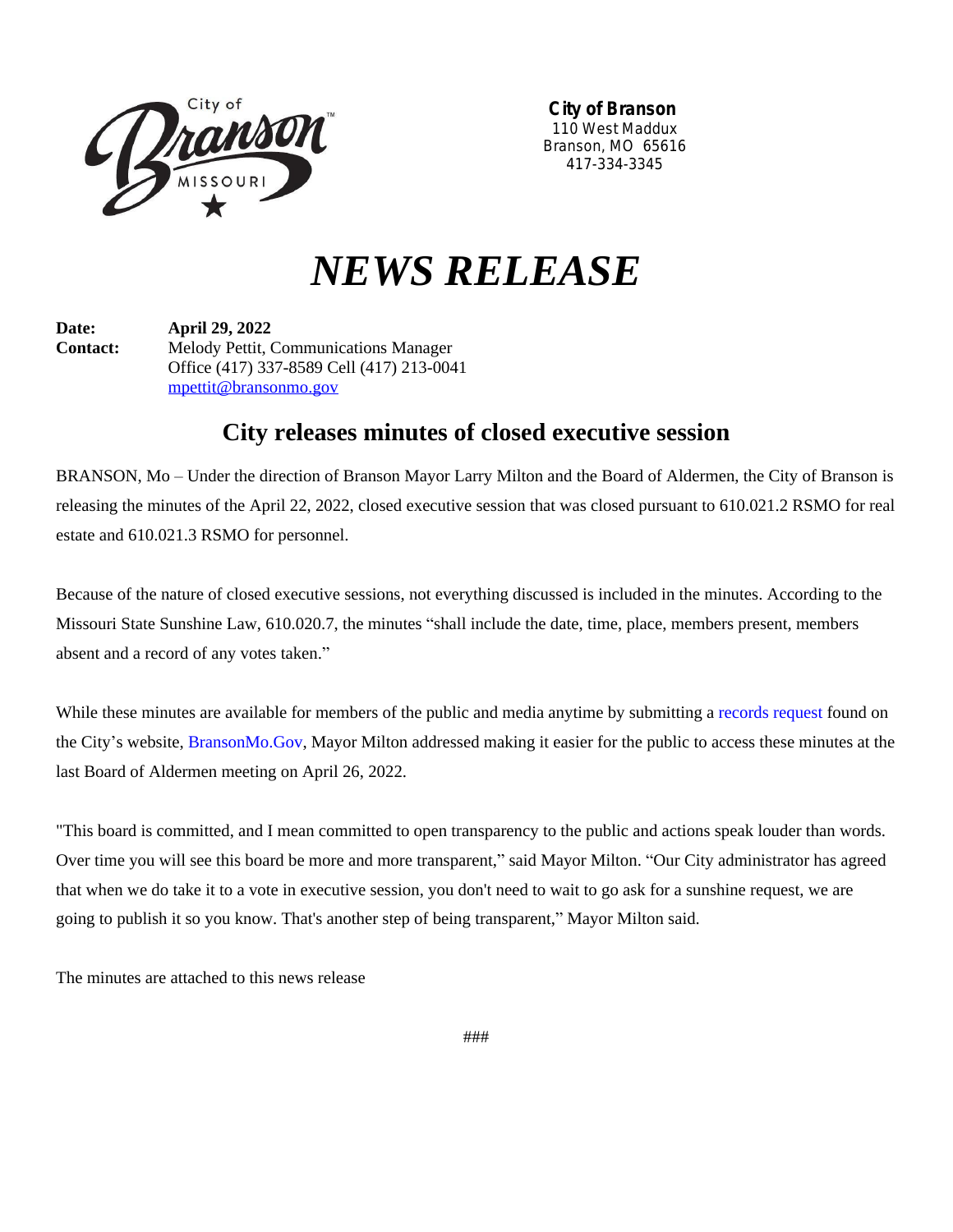**City of Branson**
110 West Maddux
Branson, MO 65616
417-334-3345

# *NEWS RELEASE*

**Date:** **April 29, 2022**
**Contact:** Melody Pettit, Communications Manager
Office (417) 337-8589 Cell (417) 213-0041
mpettit@bransonmo.gov

## City releases minutes of closed executive session

BRANSON, Mo – Under the direction of Branson Mayor Larry Milton and the Board of Aldermen, the City of Branson is releasing the minutes of the April 22, 2022, closed executive session that was closed pursuant to 610.021.2 RSMO for real estate and 610.021.3 RSMO for personnel.

Because of the nature of closed executive sessions, not everything discussed is included in the minutes. According to the Missouri State Sunshine Law, 610.020.7, the minutes "shall include the date, time, place, members present, members absent and a record of any votes taken."

While these minutes are available for members of the public and media anytime by submitting a records request found on the City's website, BransonMo.Gov, Mayor Milton addressed making it easier for the public to access these minutes at the last Board of Aldermen meeting on April 26, 2022.

"This board is committed, and I mean committed to open transparency to the public and actions speak louder than words. Over time you will see this board be more and more transparent," said Mayor Milton. "Our City administrator has agreed that when we do take it to a vote in executive session, you don't need to wait to go ask for a sunshine request, we are going to publish it so you know. That's another step of being transparent," Mayor Milton said.

The minutes are attached to this news release

###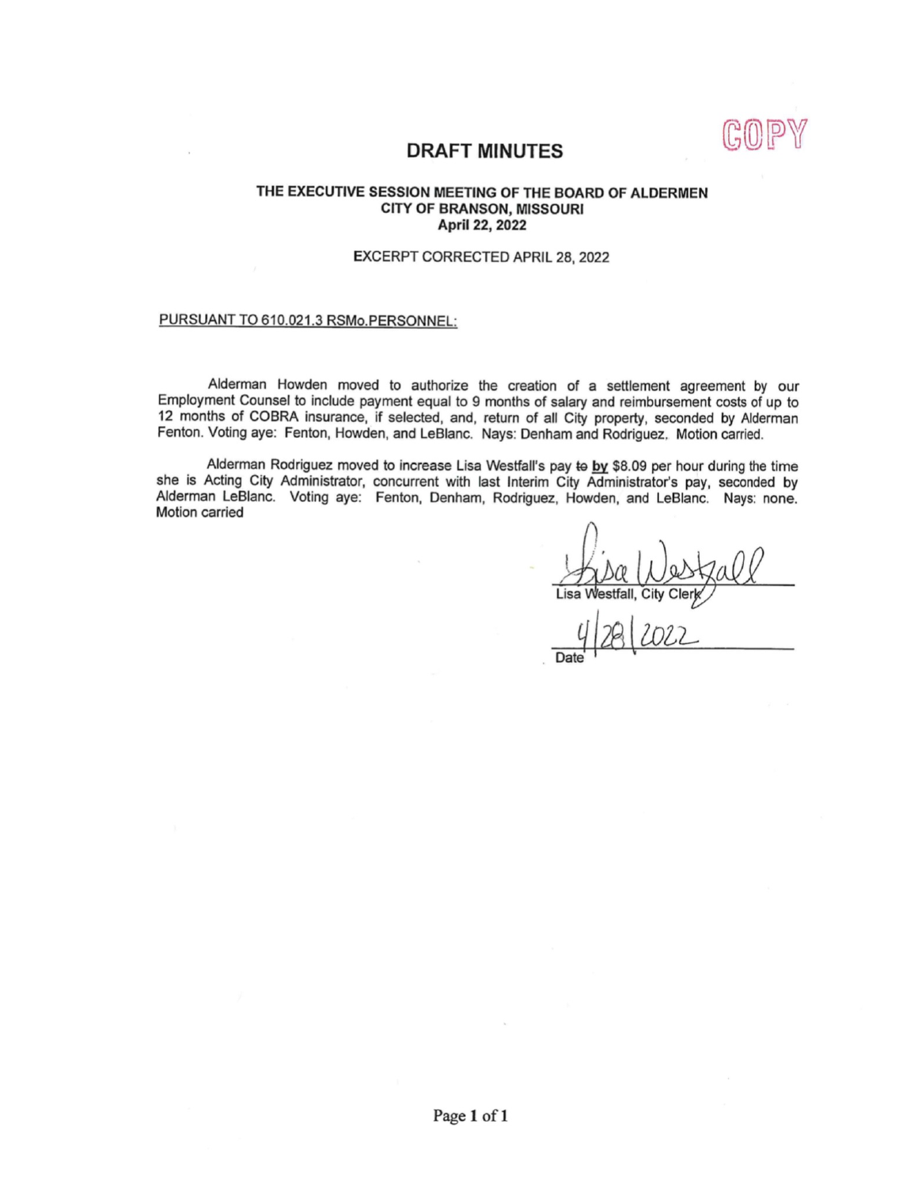COPY

# DRAFT MINUTES

**THE EXECUTIVE SESSION MEETING OF THE BOARD OF ALDERMEN**
**CITY OF BRANSON, MISSOURI**
**April 22, 2022**

EXCERPT CORRECTED APRIL 28, 2022

PURSUANT TO 610.021.3 RSMo.PERSONNEL:

Alderman Howden moved to authorize the creation of a settlement agreement by our Employment Counsel to include payment equal to 9 months of salary and reimbursement costs of up to 12 months of COBRA insurance, if selected, and, return of all City property, seconded by Alderman Fenton. Voting aye: Fenton, Howden, and LeBlanc. Nays: Denham and Rodriguez. Motion carried.

Alderman Rodriguez moved to increase Lisa Westfall's pay ~~to~~ **by** $8.09 per hour during the time she is Acting City Administrator, concurrent with last Interim City Administrator's pay, seconded by Alderman LeBlanc. Voting aye: Fenton, Denham, Rodriguez, Howden, and LeBlanc. Nays: none. Motion carried

Lisa Westfall
Lisa Westfall, City Clerk

4/28/2022
Date